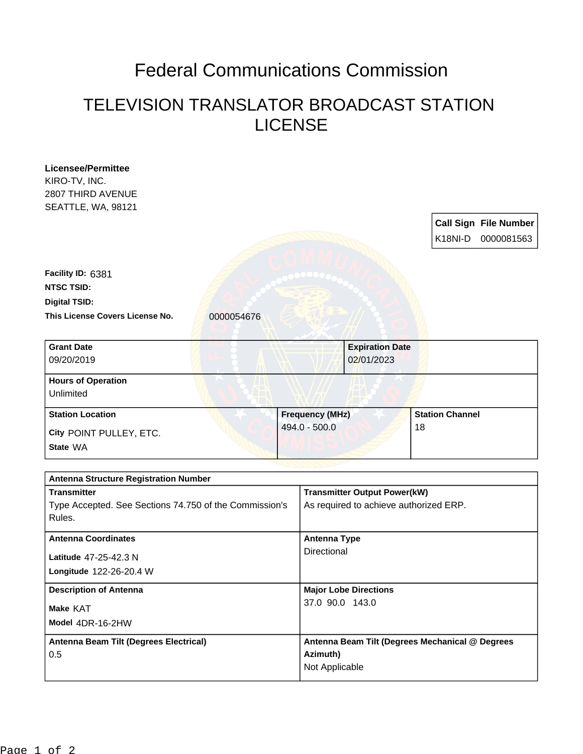# Federal Communications Commission

## TELEVISION TRANSLATOR BROADCAST STATION LICENSE

**Licensee/Permittee**
KIRO-TV, INC.
2807 THIRD AVENUE
SEATTLE, WA, 98121

| Call Sign | File Number |
| --- | --- |
| K18NI-D | 0000081563 |

**Facility ID:** 6381
**NTSC TSID:**
**Digital TSID:**
**This License Covers License No.** 0000054676

| Grant Date | Expiration Date |
| --- | --- |
| 09/20/2019 | 02/01/2023 |

| Hours of Operation |
| --- |
| Unlimited |

| Station Location | Frequency (MHz) | Station Channel |
| --- | --- | --- |
| City POINT PULLEY, ETC.<br>State WA | 494.0 - 500.0 | 18 |

| Antenna Structure Registration Number | |
| --- | --- |
| **Transmitter**<br>Type Accepted. See Sections 74.750 of the Commission's Rules. | **Transmitter Output Power(kW)**<br>As required to achieve authorized ERP. |
| **Antenna Coordinates**<br>Latitude 47-25-42.3 N<br>Longitude 122-26-20.4 W | **Antenna Type**<br>Directional |
| **Description of Antenna**<br>Make KAT<br>Model 4DR-16-2HW | **Major Lobe Directions**<br>37.0 90.0 143.0 |
| **Antenna Beam Tilt (Degrees Electrical)**<br>0.5 | **Antenna Beam Tilt (Degrees Mechanical @ Degrees Azimuth)**<br>Not Applicable |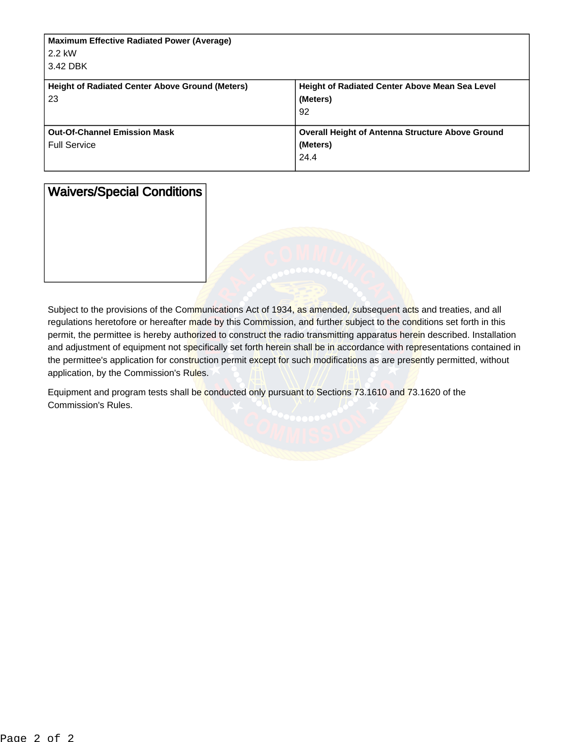| Maximum Effective Radiated Power (Average) | |
|---|---|
| 2.2 kW<br>3.42 DBK | |
| **Height of Radiated Center Above Ground (Meters)**<br>23 | **Height of Radiated Center Above Mean Sea Level (Meters)**<br>92 |
| **Out-Of-Channel Emission Mask**<br>Full Service | **Overall Height of Antenna Structure Above Ground (Meters)**<br>24.4 |

## Waivers/Special Conditions

Subject to the provisions of the Communications Act of 1934, as amended, subsequent acts and treaties, and all regulations heretofore or hereafter made by this Commission, and further subject to the conditions set forth in this permit, the permittee is hereby authorized to construct the radio transmitting apparatus herein described. Installation and adjustment of equipment not specifically set forth herein shall be in accordance with representations contained in the permittee's application for construction permit except for such modifications as are presently permitted, without application, by the Commission's Rules.

Equipment and program tests shall be conducted only pursuant to Sections 73.1610 and 73.1620 of the Commission's Rules.